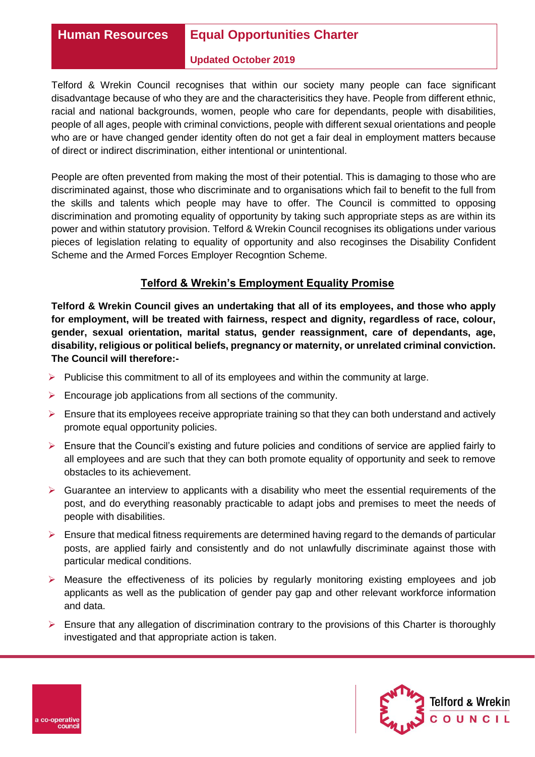# Human Resources

## Equal Opportunities Charter

**Updated October 2019**

Telford & Wrekin Council recognises that within our society many people can face significant disadvantage because of who they are and the characterisitics they have. People from different ethnic, racial and national backgrounds, women, people who care for dependants, people with disabilities, people of all ages, people with criminal convictions, people with different sexual orientations and people who are or have changed gender identity often do not get a fair deal in employment matters because of direct or indirect discrimination, either intentional or unintentional.

People are often prevented from making the most of their potential. This is damaging to those who are discriminated against, those who discriminate and to organisations which fail to benefit to the full from the skills and talents which people may have to offer. The Council is committed to opposing discrimination and promoting equality of opportunity by taking such appropriate steps as are within its power and within statutory provision. Telford & Wrekin Council recognises its obligations under various pieces of legislation relating to equality of opportunity and also recoginses the Disability Confident Scheme and the Armed Forces Employer Recogntion Scheme.

## Telford & Wrekin's Employment Equality Promise

**Telford & Wrekin Council gives an undertaking that all of its employees, and those who apply for employment, will be treated with fairness, respect and dignity, regardless of race, colour, gender, sexual orientation, marital status, gender reassignment, care of dependants, age, disability, religious or political beliefs, pregnancy or maternity, or unrelated criminal conviction. The Council will therefore:-**

- Publicise this commitment to all of its employees and within the community at large.
- Encourage job applications from all sections of the community.
- Ensure that its employees receive appropriate training so that they can both understand and actively promote equal opportunity policies.
- Ensure that the Council's existing and future policies and conditions of service are applied fairly to all employees and are such that they can both promote equality of opportunity and seek to remove obstacles to its achievement.
- Guarantee an interview to applicants with a disability who meet the essential requirements of the post, and do everything reasonably practicable to adapt jobs and premises to meet the needs of people with disabilities.
- Ensure that medical fitness requirements are determined having regard to the demands of particular posts, are applied fairly and consistently and do not unlawfully discriminate against those with particular medical conditions.
- Measure the effectiveness of its policies by regularly monitoring existing employees and job applicants as well as the publication of gender pay gap and other relevant workforce information and data.
- Ensure that any allegation of discrimination contrary to the provisions of this Charter is thoroughly investigated and that appropriate action is taken.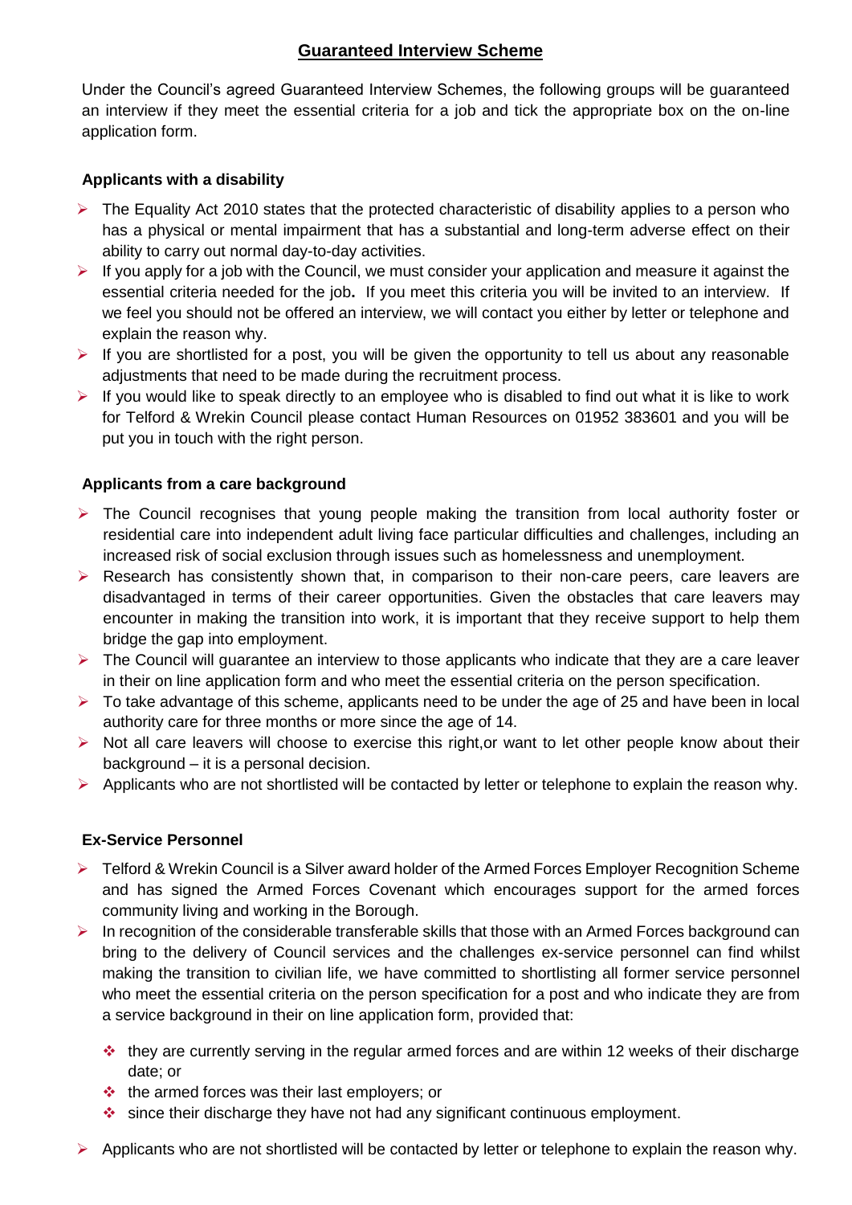## Guaranteed Interview Scheme

Under the Council's agreed Guaranteed Interview Schemes, the following groups will be guaranteed an interview if they meet the essential criteria for a job and tick the appropriate box on the on-line application form.

### Applicants with a disability

- The Equality Act 2010 states that the protected characteristic of disability applies to a person who has a physical or mental impairment that has a substantial and long-term adverse effect on their ability to carry out normal day-to-day activities.
- If you apply for a job with the Council, we must consider your application and measure it against the essential criteria needed for the job**.** If you meet this criteria you will be invited to an interview. If we feel you should not be offered an interview, we will contact you either by letter or telephone and explain the reason why.
- If you are shortlisted for a post, you will be given the opportunity to tell us about any reasonable adjustments that need to be made during the recruitment process.
- If you would like to speak directly to an employee who is disabled to find out what it is like to work for Telford & Wrekin Council please contact Human Resources on 01952 383601 and you will be put you in touch with the right person.

### Applicants from a care background

- The Council recognises that young people making the transition from local authority foster or residential care into independent adult living face particular difficulties and challenges, including an increased risk of social exclusion through issues such as homelessness and unemployment.
- Research has consistently shown that, in comparison to their non-care peers, care leavers are disadvantaged in terms of their career opportunities. Given the obstacles that care leavers may encounter in making the transition into work, it is important that they receive support to help them bridge the gap into employment.
- The Council will guarantee an interview to those applicants who indicate that they are a care leaver in their on line application form and who meet the essential criteria on the person specification.
- To take advantage of this scheme, applicants need to be under the age of 25 and have been in local authority care for three months or more since the age of 14.
- Not all care leavers will choose to exercise this right,or want to let other people know about their background – it is a personal decision.
- Applicants who are not shortlisted will be contacted by letter or telephone to explain the reason why.

### Ex-Service Personnel

- Telford & Wrekin Council is a Silver award holder of the Armed Forces Employer Recognition Scheme and has signed the Armed Forces Covenant which encourages support for the armed forces community living and working in the Borough.
- In recognition of the considerable transferable skills that those with an Armed Forces background can bring to the delivery of Council services and the challenges ex-service personnel can find whilst making the transition to civilian life, we have committed to shortlisting all former service personnel who meet the essential criteria on the person specification for a post and who indicate they are from a service background in their on line application form, provided that:
  - they are currently serving in the regular armed forces and are within 12 weeks of their discharge date; or
  - the armed forces was their last employers; or
  - since their discharge they have not had any significant continuous employment.
- Applicants who are not shortlisted will be contacted by letter or telephone to explain the reason why.